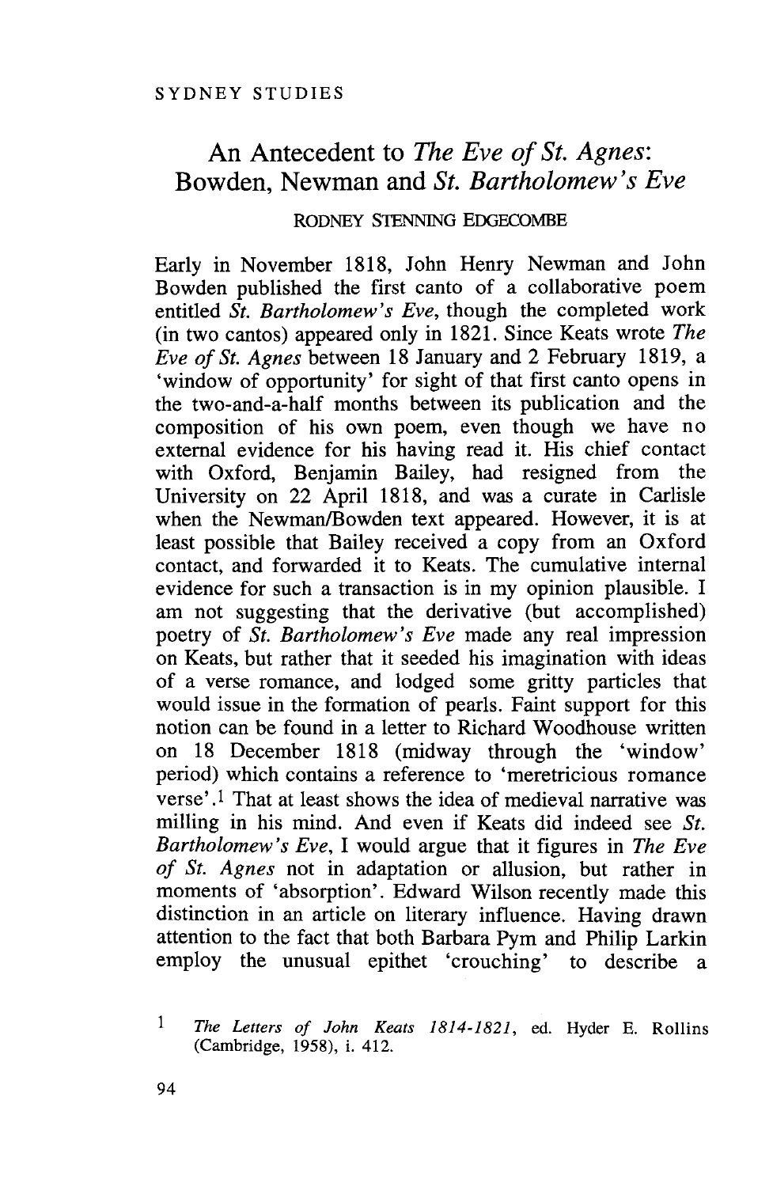# An Antecedent to *The Eve of St. Agnes*: Bowden, Newman and *St. Bartholomew's Eve*

RODNEY STENNING EDGECOMBE

Early in November 1818, John Henry Newman and John Bowden published the first canto of a collaborative poem entitled *St. Bartholomew's Eve*, though the completed work (in two cantos) appeared only in 1821. Since Keats wrote *The Eve of St. Agnes* between 18 January and 2 February 1819, a 'window of opportunity' for sight of that first canto opens in the two-and-a-half months between its publication and the composition of his own poem, even though we have no external evidence for his having read it. His chief contact with Oxford, Benjamin Bailey, had resigned from the University on 22 April 1818, and was a curate in Carlisle when the Newman/Bowden text appeared. However, it is at least possible that Bailey received a copy from an Oxford contact, and forwarded it to Keats. The cumulative internal evidence for such a transaction is in my opinion plausible. I am not suggesting that the derivative (but accomplished) poetry of *St. Bartholomew's Eve* made any real impression on Keats, but rather that it seeded his imagination with ideas of a verse romance, and lodged some gritty particles that would issue in the formation of pearls. Faint support for this notion can be found in a letter to Richard Woodhouse written on 18 December 1818 (midway through the 'window' period) which contains a reference to 'meretricious romance verse'.[1] That at least shows the idea of medieval narrative was milling in his mind. And even if Keats did indeed see *St. Bartholomew's Eve*, I would argue that it figures in *The Eve of St. Agnes* not in adaptation or allusion, but rather in moments of 'absorption'. Edward Wilson recently made this distinction in an article on literary influence. Having drawn attention to the fact that both Barbara Pym and Philip Larkin employ the unusual epithet 'crouching' to describe a

[1] *The Letters of John Keats 1814-1821*, ed. Hyder E. Rollins (Cambridge, 1958), i. 412.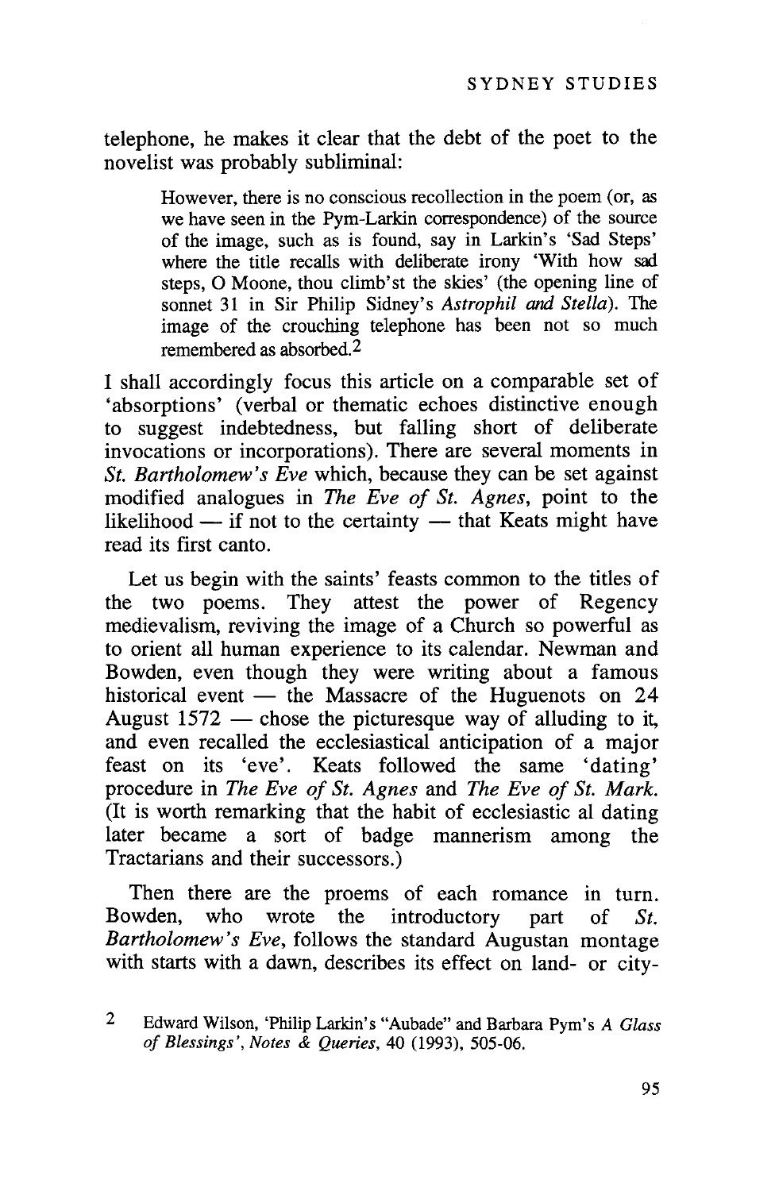telephone, he makes it clear that the debt of the poet to the novelist was probably subliminal:

> However, there is no conscious recollection in the poem (or, as we have seen in the Pym-Larkin correspondence) of the source of the image, such as is found, say in Larkin's 'Sad Steps' where the title recalls with deliberate irony 'With how sad steps, O Moone, thou climb'st the skies' (the opening line of sonnet 31 in Sir Philip Sidney's *Astrophil and Stella*). The image of the crouching telephone has been not so much remembered as absorbed.[2]

I shall accordingly focus this article on a comparable set of 'absorptions' (verbal or thematic echoes distinctive enough to suggest indebtedness, but falling short of deliberate invocations or incorporations). There are several moments in *St. Bartholomew's Eve* which, because they can be set against modified analogues in *The Eve of St. Agnes*, point to the likelihood — if not to the certainty — that Keats might have read its first canto.

Let us begin with the saints' feasts common to the titles of the two poems. They attest the power of Regency medievalism, reviving the image of a Church so powerful as to orient all human experience to its calendar. Newman and Bowden, even though they were writing about a famous historical event — the Massacre of the Huguenots on 24 August 1572 — chose the picturesque way of alluding to it, and even recalled the ecclesiastical anticipation of a major feast on its 'eve'. Keats followed the same 'dating' procedure in *The Eve of St. Agnes* and *The Eve of St. Mark.* (It is worth remarking that the habit of ecclesiastic al dating later became a sort of badge mannerism among the Tractarians and their successors.)

Then there are the proems of each romance in turn. Bowden, who wrote the introductory part of *St. Bartholomew's Eve*, follows the standard Augustan montage with starts with a dawn, describes its effect on land- or city-

---

2 Edward Wilson, 'Philip Larkin's "Aubade" and Barbara Pym's *A Glass of Blessings*', *Notes & Queries*, 40 (1993), 505-06.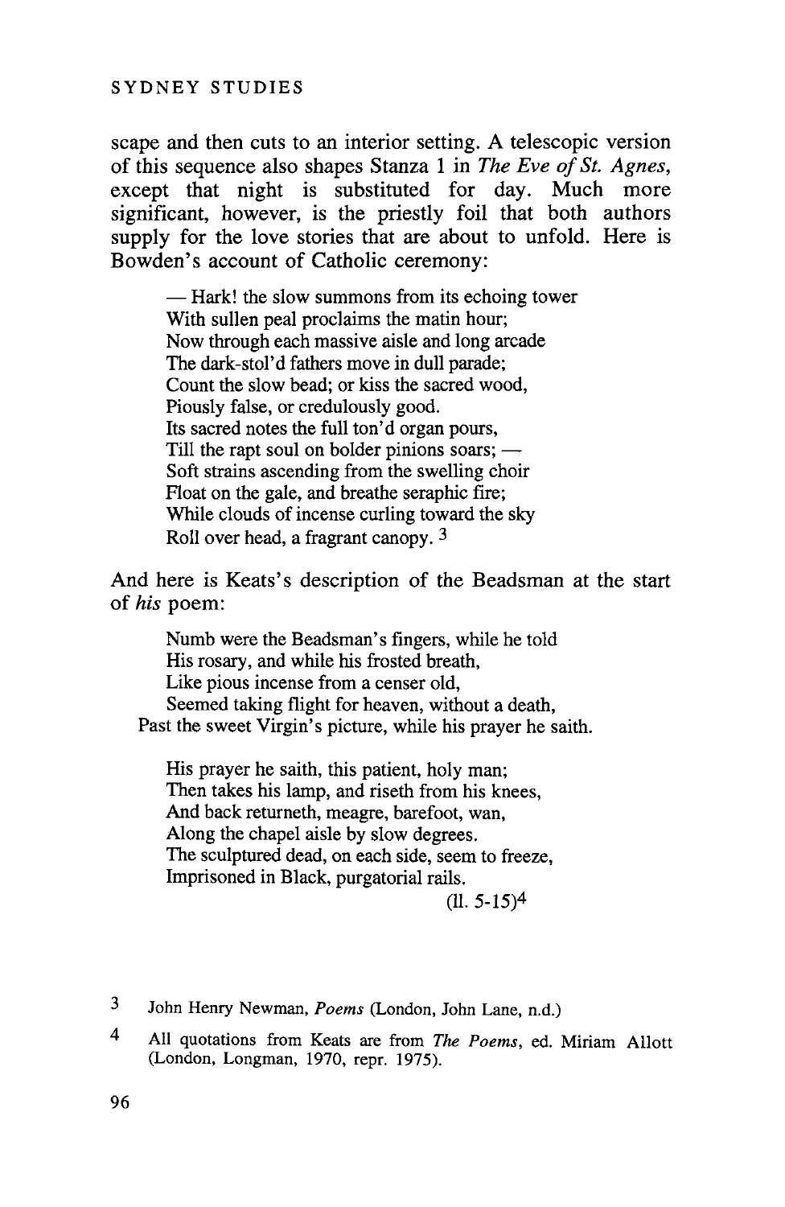scape and then cuts to an interior setting. A telescopic version of this sequence also shapes Stanza 1 in *The Eve of St. Agnes*, except that night is substituted for day. Much more significant, however, is the priestly foil that both authors supply for the love stories that are about to unfold. Here is Bowden's account of Catholic ceremony:

> — Hark! the slow summons from its echoing tower
> With sullen peal proclaims the matin hour;
> Now through each massive aisle and long arcade
> The dark-stol'd fathers move in dull parade;
> Count the slow bead; or kiss the sacred wood,
> Piously false, or credulously good.
> Its sacred notes the full ton'd organ pours,
> Till the rapt soul on bolder pinions soars; —
> Soft strains ascending from the swelling choir
> Float on the gale, and breathe seraphic fire;
> While clouds of incense curling toward the sky
> Roll over head, a fragrant canopy. [3]

And here is Keats's description of the Beadsman at the start of *his* poem:

> Numb were the Beadsman's fingers, while he told
> His rosary, and while his frosted breath,
> Like pious incense from a censer old,
> Seemed taking flight for heaven, without a death,
> Past the sweet Virgin's picture, while his prayer he saith.
>
> His prayer he saith, this patient, holy man;
> Then takes his lamp, and riseth from his knees,
> And back returneth, meagre, barefoot, wan,
> Along the chapel aisle by slow degrees.
> The sculptured dead, on each side, seem to freeze,
> Imprisoned in Black, purgatorial rails.
>
> (ll. 5-15)[4]

[3] John Henry Newman, *Poems* (London, John Lane, n.d.)

[4] All quotations from Keats are from *The Poems*, ed. Miriam Allott (London, Longman, 1970, repr. 1975).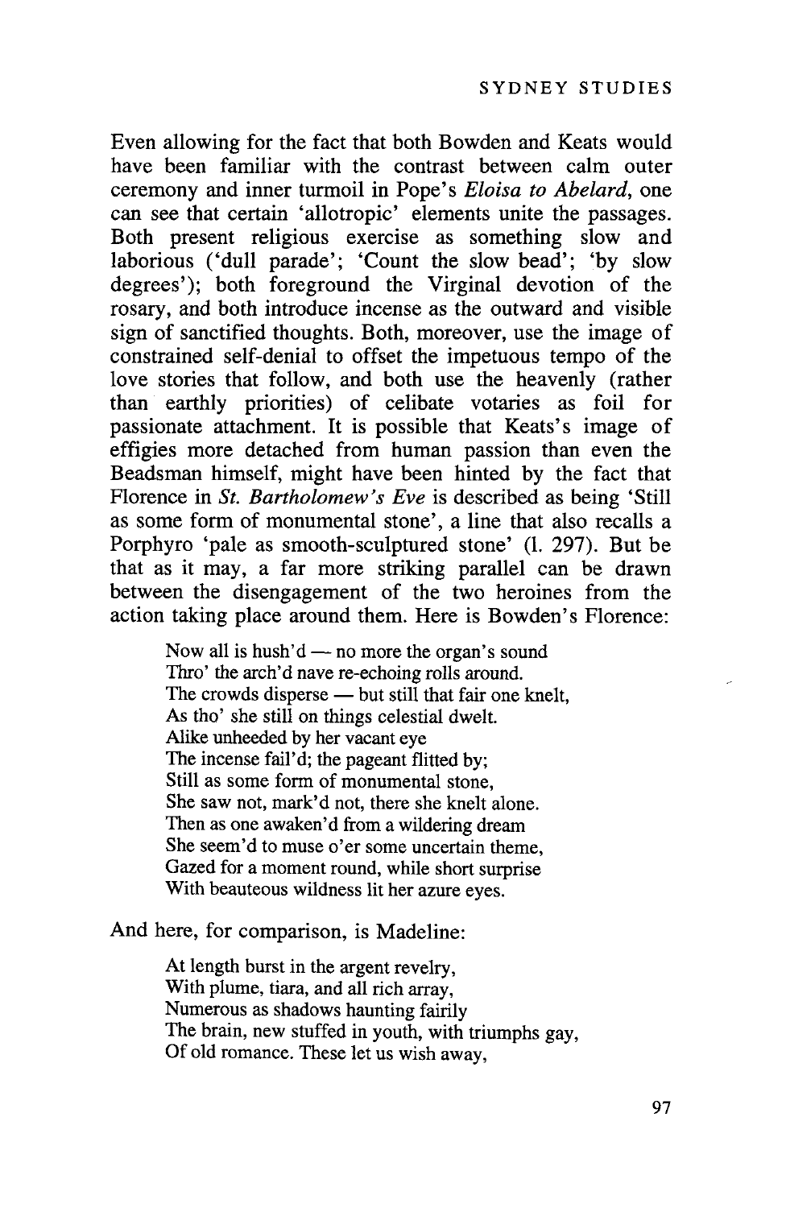Even allowing for the fact that both Bowden and Keats would have been familiar with the contrast between calm outer ceremony and inner turmoil in Pope's *Eloisa to Abelard*, one can see that certain 'allotropic' elements unite the passages. Both present religious exercise as something slow and laborious ('dull parade'; 'Count the slow bead'; 'by slow degrees'); both foreground the Virginal devotion of the rosary, and both introduce incense as the outward and visible sign of sanctified thoughts. Both, moreover, use the image of constrained self-denial to offset the impetuous tempo of the love stories that follow, and both use the heavenly (rather than earthly priorities) of celibate votaries as foil for passionate attachment. It is possible that Keats's image of effigies more detached from human passion than even the Beadsman himself, might have been hinted by the fact that Florence in *St. Bartholomew's Eve* is described as being 'Still as some form of monumental stone', a line that also recalls a Porphyro 'pale as smooth-sculptured stone' (l. 297). But be that as it may, a far more striking parallel can be drawn between the disengagement of the two heroines from the action taking place around them. Here is Bowden's Florence:

> Now all is hush'd — no more the organ's sound
> Thro' the arch'd nave re-echoing rolls around.
> The crowds disperse — but still that fair one knelt,
> As tho' she still on things celestial dwelt.
> Alike unheeded by her vacant eye
> The incense fail'd; the pageant flitted by;
> Still as some form of monumental stone,
> She saw not, mark'd not, there she knelt alone.
> Then as one awaken'd from a wildering dream
> She seem'd to muse o'er some uncertain theme,
> Gazed for a moment round, while short surprise
> With beauteous wildness lit her azure eyes.

And here, for comparison, is Madeline:

> At length burst in the argent revelry,
> With plume, tiara, and all rich array,
> Numerous as shadows haunting fairily
> The brain, new stuffed in youth, with triumphs gay,
> Of old romance. These let us wish away,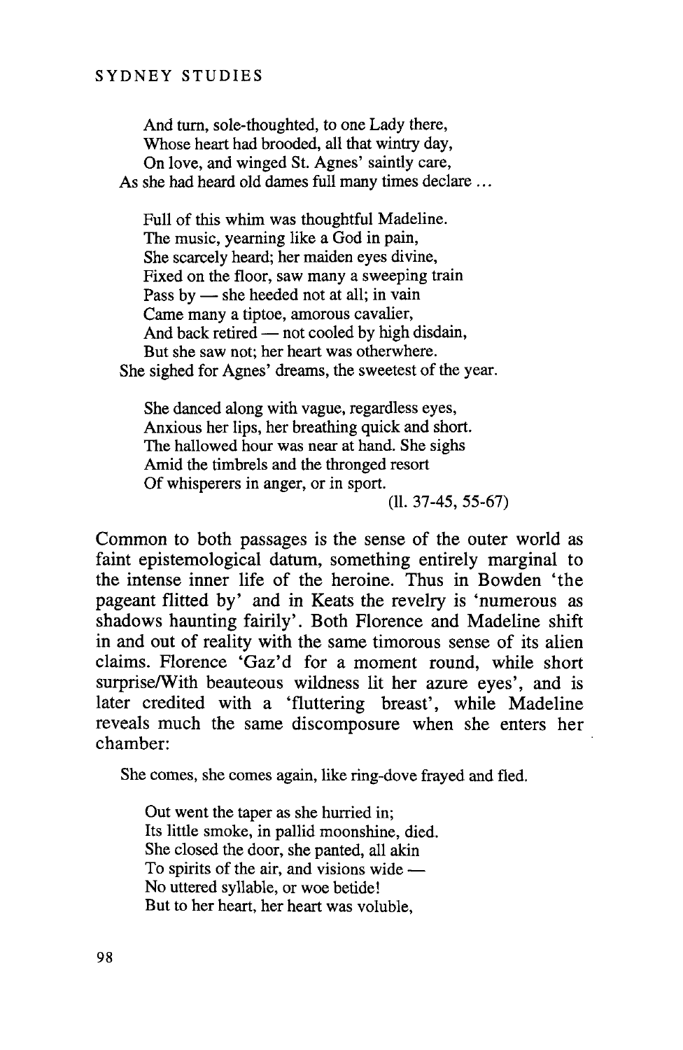> And turn, sole-thoughted, to one Lady there,
> Whose heart had brooded, all that wintry day,
> On love, and winged St. Agnes' saintly care,
> As she had heard old dames full many times declare ...
>
> Full of this whim was thoughtful Madeline.
> The music, yearning like a God in pain,
> She scarcely heard; her maiden eyes divine,
> Fixed on the floor, saw many a sweeping train
> Pass by — she heeded not at all; in vain
> Came many a tiptoe, amorous cavalier,
> And back retired — not cooled by high disdain,
> But she saw not; her heart was otherwhere.
> She sighed for Agnes' dreams, the sweetest of the year.
>
> She danced along with vague, regardless eyes,
> Anxious her lips, her breathing quick and short.
> The hallowed hour was near at hand. She sighs
> Amid the timbrels and the thronged resort
> Of whisperers in anger, or in sport.
>
> (ll. 37-45, 55-67)

Common to both passages is the sense of the outer world as faint epistemological datum, something entirely marginal to the intense inner life of the heroine. Thus in Bowden 'the pageant flitted by' and in Keats the revelry is 'numerous as shadows haunting fairily'. Both Florence and Madeline shift in and out of reality with the same timorous sense of its alien claims. Florence 'Gaz'd for a moment round, while short surprise/With beauteous wildness lit her azure eyes', and is later credited with a 'fluttering breast', while Madeline reveals much the same discomposure when she enters her chamber:

> She comes, she comes again, like ring-dove frayed and fled.
>
> Out went the taper as she hurried in;
> Its little smoke, in pallid moonshine, died.
> She closed the door, she panted, all akin
> To spirits of the air, and visions wide —
> No uttered syllable, or woe betide!
> But to her heart, her heart was voluble,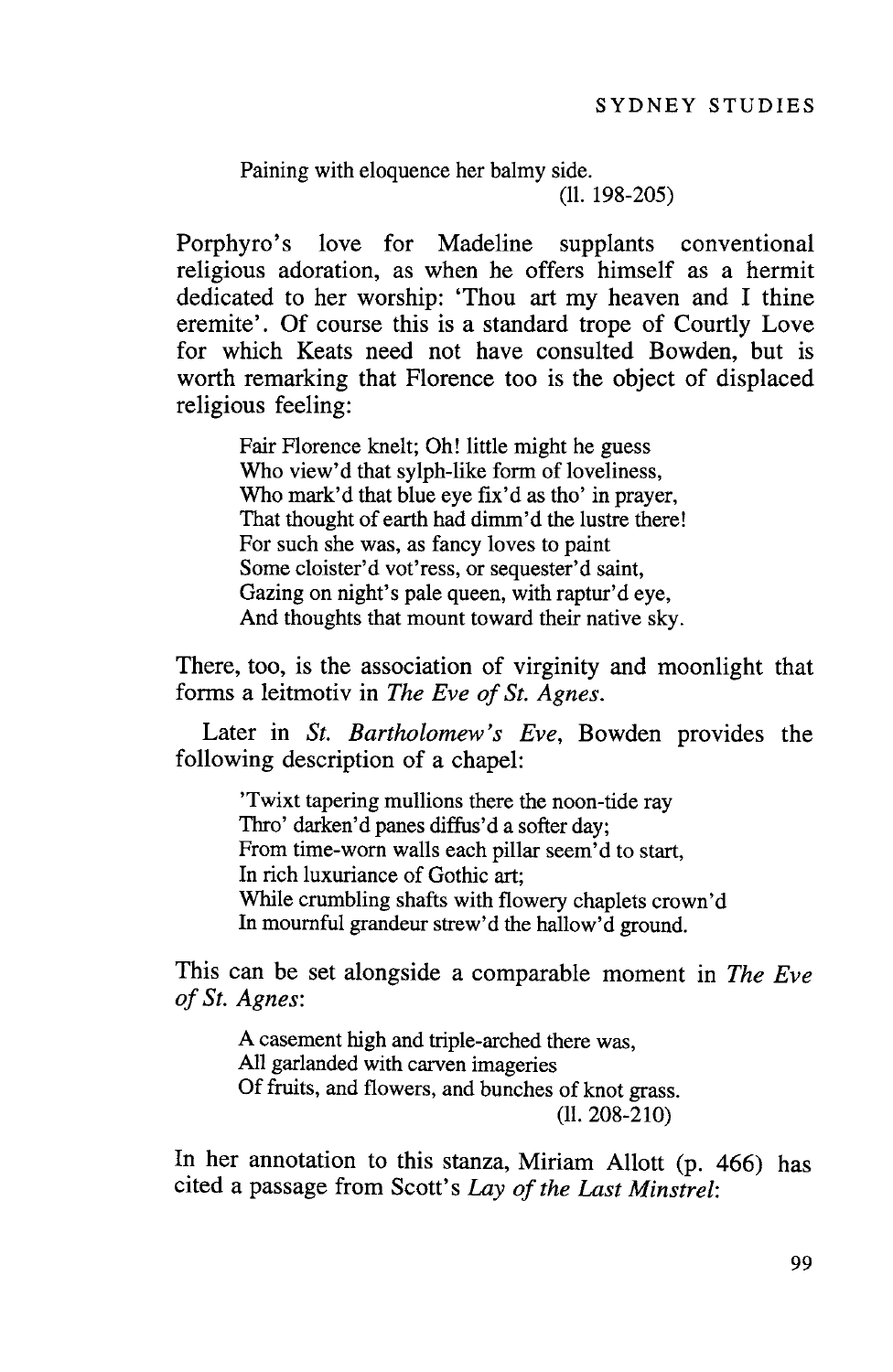> Paining with eloquence her balmy side.
> (ll. 198-205)

Porphyro's love for Madeline supplants conventional religious adoration, as when he offers himself as a hermit dedicated to her worship: 'Thou art my heaven and I thine eremite'. Of course this is a standard trope of Courtly Love for which Keats need not have consulted Bowden, but is worth remarking that Florence too is the object of displaced religious feeling:

> Fair Florence knelt; Oh! little might he guess
> Who view'd that sylph-like form of loveliness,
> Who mark'd that blue eye fix'd as tho' in prayer,
> That thought of earth had dimm'd the lustre there!
> For such she was, as fancy loves to paint
> Some cloister'd vot'ress, or sequester'd saint,
> Gazing on night's pale queen, with raptur'd eye,
> And thoughts that mount toward their native sky.

There, too, is the association of virginity and moonlight that forms a leitmotiv in *The Eve of St. Agnes*.

Later in *St. Bartholomew's Eve*, Bowden provides the following description of a chapel:

> 'Twixt tapering mullions there the noon-tide ray
> Thro' darken'd panes diffus'd a softer day;
> From time-worn walls each pillar seem'd to start,
> In rich luxuriance of Gothic art;
> While crumbling shafts with flowery chaplets crown'd
> In mournful grandeur strew'd the hallow'd ground.

This can be set alongside a comparable moment in *The Eve of St. Agnes*:

> A casement high and triple-arched there was,
> All garlanded with carven imageries
> Of fruits, and flowers, and bunches of knot grass.
> (ll. 208-210)

In her annotation to this stanza, Miriam Allott (p. 466) has cited a passage from Scott's *Lay of the Last Minstrel*: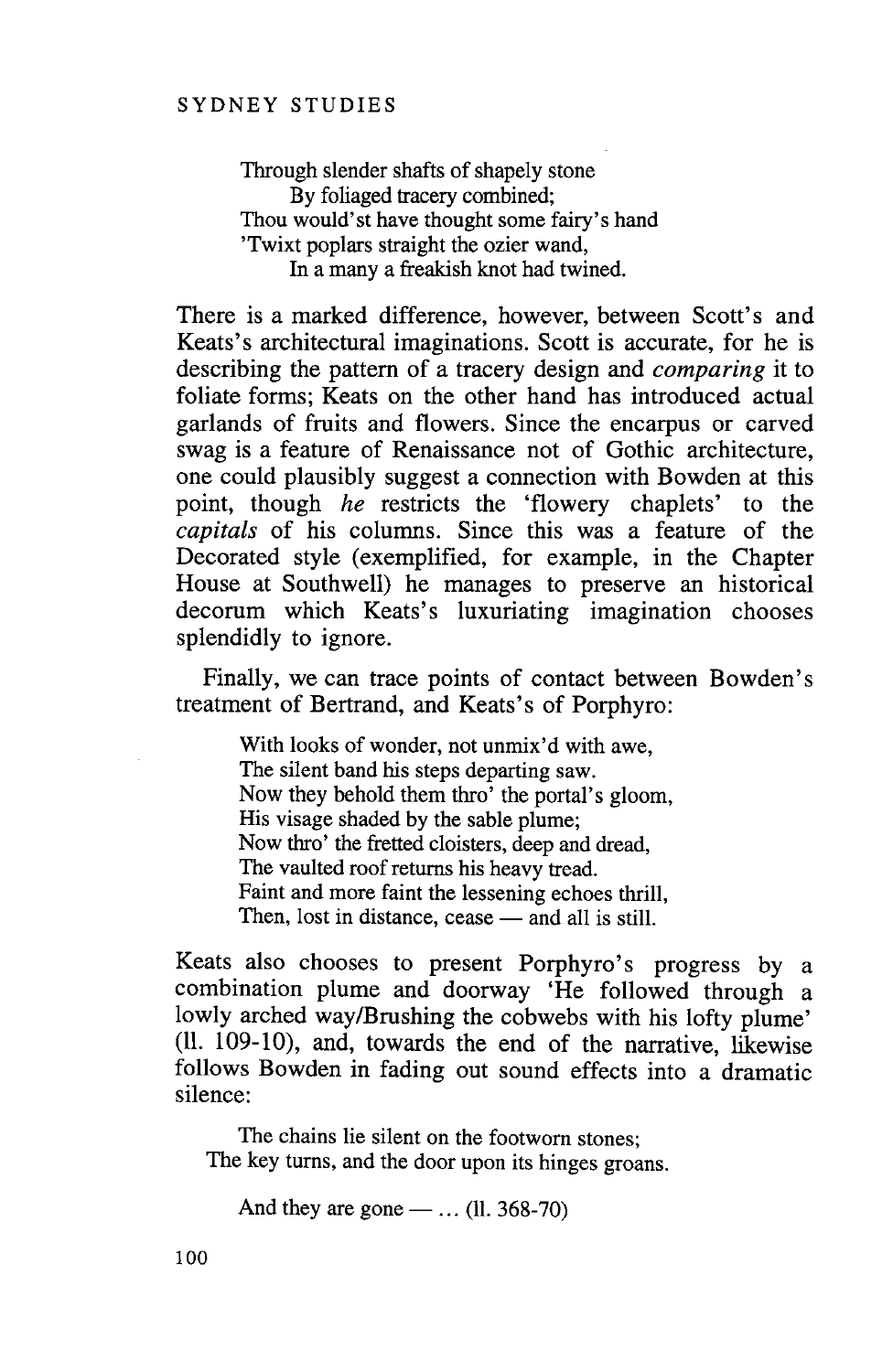> Through slender shafts of shapely stone
> &nbsp;&nbsp;&nbsp;&nbsp;By foliaged tracery combined;
> Thou would'st have thought some fairy's hand
> 'Twixt poplars straight the ozier wand,
> &nbsp;&nbsp;&nbsp;&nbsp;In a many a freakish knot had twined.

There is a marked difference, however, between Scott's and Keats's architectural imaginations. Scott is accurate, for he is describing the pattern of a tracery design and *comparing* it to foliate forms; Keats on the other hand has introduced actual garlands of fruits and flowers. Since the encarpus or carved swag is a feature of Renaissance not of Gothic architecture, one could plausibly suggest a connection with Bowden at this point, though *he* restricts the 'flowery chaplets' to the *capitals* of his columns. Since this was a feature of the Decorated style (exemplified, for example, in the Chapter House at Southwell) he manages to preserve an historical decorum which Keats's luxuriating imagination chooses splendidly to ignore.

Finally, we can trace points of contact between Bowden's treatment of Bertrand, and Keats's of Porphyro:

> With looks of wonder, not unmix'd with awe,
> The silent band his steps departing saw.
> Now they behold them thro' the portal's gloom,
> His visage shaded by the sable plume;
> Now thro' the fretted cloisters, deep and dread,
> The vaulted roof returns his heavy tread.
> Faint and more faint the lessening echoes thrill,
> Then, lost in distance, cease — and all is still.

Keats also chooses to present Porphyro's progress by a combination plume and doorway 'He followed through a lowly arched way/Brushing the cobwebs with his lofty plume' (ll. 109-10), and, towards the end of the narrative, likewise follows Bowden in fading out sound effects into a dramatic silence:

> The chains lie silent on the footworn stones;
> The key turns, and the door upon its hinges groans.
>
> &nbsp;&nbsp;&nbsp;&nbsp;And they are gone — ... (ll. 368-70)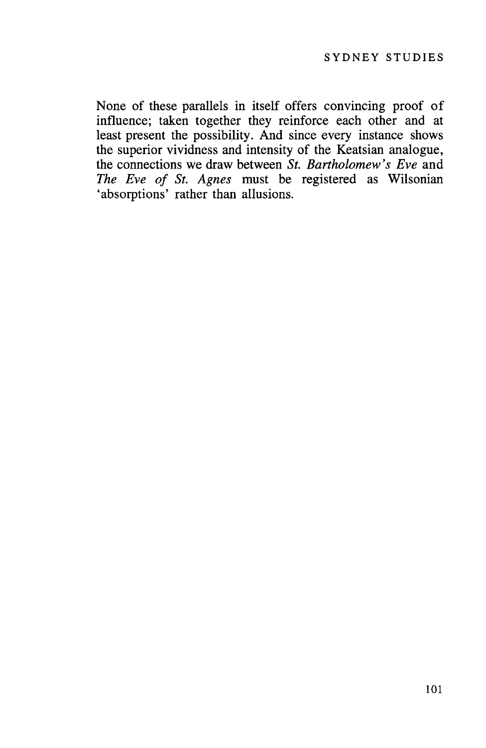None of these parallels in itself offers convincing proof of influence; taken together they reinforce each other and at least present the possibility. And since every instance shows the superior vividness and intensity of the Keatsian analogue, the connections we draw between *St. Bartholomew's Eve* and *The Eve of St. Agnes* must be registered as Wilsonian 'absorptions' rather than allusions.